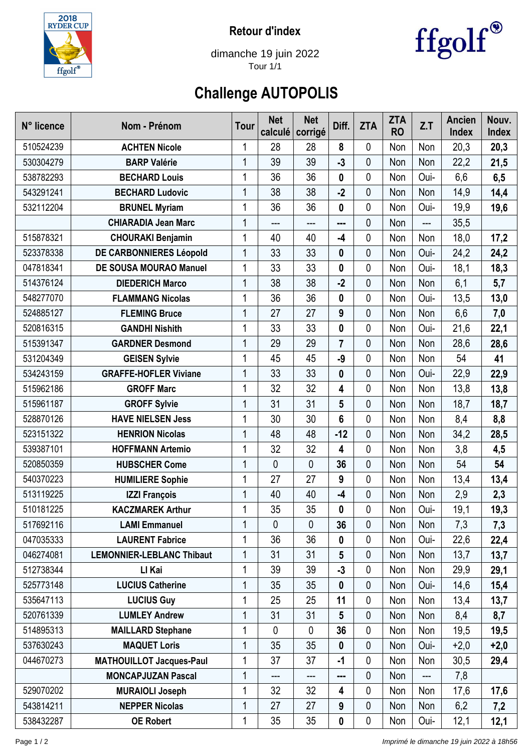**Retour d'index**

dimanche 19 juin 2022

Tour 1/1

# Challenge AUTOPOLIS

| N° licence | Nom - Prénom | Tour | Net calculé | Net corrigé | Diff. | ZTA | ZTA RO | Z.T | Ancien Index | Nouv. Index |
|---|---|---|---|---|---|---|---|---|---|---|
| 510524239 | **ACHTEN Nicole** | 1 | 28 | 28 | **8** | 0 | Non | Non | 20,3 | **20,3** |
| 530304279 | **BARP Valérie** | 1 | 39 | 39 | **-3** | 0 | Non | Non | 22,2 | **21,5** |
| 538782293 | **BECHARD Louis** | 1 | 36 | 36 | **0** | 0 | Non | Oui- | 6,6 | **6,5** |
| 543291241 | **BECHARD Ludovic** | 1 | 38 | 38 | **-2** | 0 | Non | Non | 14,9 | **14,4** |
| 532112204 | **BRUNEL Myriam** | 1 | 36 | 36 | **0** | 0 | Non | Oui- | 19,9 | **19,6** |
| | **CHIARADIA Jean Marc** | 1 | --- | --- | **---** | 0 | Non | --- | 35,5 | |
| 515878321 | **CHOURAKI Benjamin** | 1 | 40 | 40 | **-4** | 0 | Non | Non | 18,0 | **17,2** |
| 523378338 | **DE CARBONNIERES Léopold** | 1 | 33 | 33 | **0** | 0 | Non | Oui- | 24,2 | **24,2** |
| 047818341 | **DE SOUSA MOURAO Manuel** | 1 | 33 | 33 | **0** | 0 | Non | Oui- | 18,1 | **18,3** |
| 514376124 | **DIEDERICH Marco** | 1 | 38 | 38 | **-2** | 0 | Non | Non | 6,1 | **5,7** |
| 548277070 | **FLAMMANG Nicolas** | 1 | 36 | 36 | **0** | 0 | Non | Oui- | 13,5 | **13,0** |
| 524885127 | **FLEMING Bruce** | 1 | 27 | 27 | **9** | 0 | Non | Non | 6,6 | **7,0** |
| 520816315 | **GANDHI Nishith** | 1 | 33 | 33 | **0** | 0 | Non | Oui- | 21,6 | **22,1** |
| 515391347 | **GARDNER Desmond** | 1 | 29 | 29 | **7** | 0 | Non | Non | 28,6 | **28,6** |
| 531204349 | **GEISEN Sylvie** | 1 | 45 | 45 | **-9** | 0 | Non | Non | 54 | **41** |
| 534243159 | **GRAFFE-HOFLER Viviane** | 1 | 33 | 33 | **0** | 0 | Non | Oui- | 22,9 | **22,9** |
| 515962186 | **GROFF Marc** | 1 | 32 | 32 | **4** | 0 | Non | Non | 13,8 | **13,8** |
| 515961187 | **GROFF Sylvie** | 1 | 31 | 31 | **5** | 0 | Non | Non | 18,7 | **18,7** |
| 528870126 | **HAVE NIELSEN Jess** | 1 | 30 | 30 | **6** | 0 | Non | Non | 8,4 | **8,8** |
| 523151322 | **HENRION Nicolas** | 1 | 48 | 48 | **-12** | 0 | Non | Non | 34,2 | **28,5** |
| 539387101 | **HOFFMANN Artemio** | 1 | 32 | 32 | **4** | 0 | Non | Non | 3,8 | **4,5** |
| 520850359 | **HUBSCHER Come** | 1 | 0 | 0 | **36** | 0 | Non | Non | 54 | **54** |
| 540370223 | **HUMILIERE Sophie** | 1 | 27 | 27 | **9** | 0 | Non | Non | 13,4 | **13,4** |
| 513119225 | **IZZI François** | 1 | 40 | 40 | **-4** | 0 | Non | Non | 2,9 | **2,3** |
| 510181225 | **KACZMAREK Arthur** | 1 | 35 | 35 | **0** | 0 | Non | Oui- | 19,1 | **19,3** |
| 517692116 | **LAMI Emmanuel** | 1 | 0 | 0 | **36** | 0 | Non | Non | 7,3 | **7,3** |
| 047035333 | **LAURENT Fabrice** | 1 | 36 | 36 | **0** | 0 | Non | Oui- | 22,6 | **22,4** |
| 046274081 | **LEMONNIER-LEBLANC Thibaut** | 1 | 31 | 31 | **5** | 0 | Non | Non | 13,7 | **13,7** |
| 512738344 | **LI Kai** | 1 | 39 | 39 | **-3** | 0 | Non | Non | 29,9 | **29,1** |
| 525773148 | **LUCIUS Catherine** | 1 | 35 | 35 | **0** | 0 | Non | Oui- | 14,6 | **15,4** |
| 535647113 | **LUCIUS Guy** | 1 | 25 | 25 | **11** | 0 | Non | Non | 13,4 | **13,7** |
| 520761339 | **LUMLEY Andrew** | 1 | 31 | 31 | **5** | 0 | Non | Non | 8,4 | **8,7** |
| 514895313 | **MAILLARD Stephane** | 1 | 0 | 0 | **36** | 0 | Non | Non | 19,5 | **19,5** |
| 537630243 | **MAQUET Loris** | 1 | 35 | 35 | **0** | 0 | Non | Oui- | +2,0 | **+2,0** |
| 044670273 | **MATHOUILLOT Jacques-Paul** | 1 | 37 | 37 | **-1** | 0 | Non | Non | 30,5 | **29,4** |
| | **MONCAPJUZAN Pascal** | 1 | --- | --- | **---** | 0 | Non | --- | 7,8 | |
| 529070202 | **MURAIOLI Joseph** | 1 | 32 | 32 | **4** | 0 | Non | Non | 17,6 | **17,6** |
| 543814211 | **NEPPER Nicolas** | 1 | 27 | 27 | **9** | 0 | Non | Non | 6,2 | **7,2** |
| 538432287 | **OE Robert** | 1 | 35 | 35 | **0** | 0 | Non | Oui- | 12,1 | **12,1** |

*Imprimé le dimanche 19 juin 2022 à 18h56*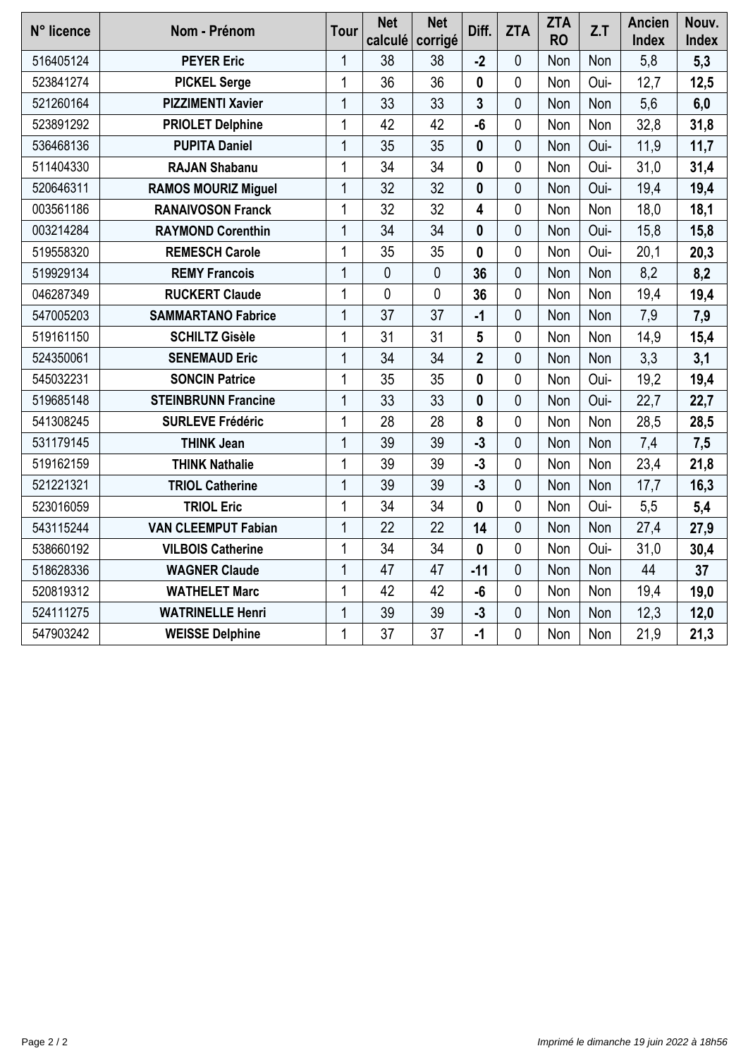| N° licence | Nom - Prénom | Tour | Net calculé | Net corrigé | Diff. | ZTA | ZTA RO | Z.T | Ancien Index | Nouv. Index |
|---|---|---|---|---|---|---|---|---|---|---|
| 516405124 | **PEYER Eric** | 1 | 38 | 38 | **-2** | 0 | Non | Non | 5,8 | **5,3** |
| 523841274 | **PICKEL Serge** | 1 | 36 | 36 | **0** | 0 | Non | Oui- | 12,7 | **12,5** |
| 521260164 | **PIZZIMENTI Xavier** | 1 | 33 | 33 | **3** | 0 | Non | Non | 5,6 | **6,0** |
| 523891292 | **PRIOLET Delphine** | 1 | 42 | 42 | **-6** | 0 | Non | Non | 32,8 | **31,8** |
| 536468136 | **PUPITA Daniel** | 1 | 35 | 35 | **0** | 0 | Non | Oui- | 11,9 | **11,7** |
| 511404330 | **RAJAN Shabanu** | 1 | 34 | 34 | **0** | 0 | Non | Oui- | 31,0 | **31,4** |
| 520646311 | **RAMOS MOURIZ Miguel** | 1 | 32 | 32 | **0** | 0 | Non | Oui- | 19,4 | **19,4** |
| 003561186 | **RANAIVOSON Franck** | 1 | 32 | 32 | **4** | 0 | Non | Non | 18,0 | **18,1** |
| 003214284 | **RAYMOND Corenthin** | 1 | 34 | 34 | **0** | 0 | Non | Oui- | 15,8 | **15,8** |
| 519558320 | **REMESCH Carole** | 1 | 35 | 35 | **0** | 0 | Non | Oui- | 20,1 | **20,3** |
| 519929134 | **REMY Francois** | 1 | 0 | 0 | **36** | 0 | Non | Non | 8,2 | **8,2** |
| 046287349 | **RUCKERT Claude** | 1 | 0 | 0 | **36** | 0 | Non | Non | 19,4 | **19,4** |
| 547005203 | **SAMMARTANO Fabrice** | 1 | 37 | 37 | **-1** | 0 | Non | Non | 7,9 | **7,9** |
| 519161150 | **SCHILTZ Gisèle** | 1 | 31 | 31 | **5** | 0 | Non | Non | 14,9 | **15,4** |
| 524350061 | **SENEMAUD Eric** | 1 | 34 | 34 | **2** | 0 | Non | Non | 3,3 | **3,1** |
| 545032231 | **SONCIN Patrice** | 1 | 35 | 35 | **0** | 0 | Non | Oui- | 19,2 | **19,4** |
| 519685148 | **STEINBRUNN Francine** | 1 | 33 | 33 | **0** | 0 | Non | Oui- | 22,7 | **22,7** |
| 541308245 | **SURLEVE Frédéric** | 1 | 28 | 28 | **8** | 0 | Non | Non | 28,5 | **28,5** |
| 531179145 | **THINK Jean** | 1 | 39 | 39 | **-3** | 0 | Non | Non | 7,4 | **7,5** |
| 519162159 | **THINK Nathalie** | 1 | 39 | 39 | **-3** | 0 | Non | Non | 23,4 | **21,8** |
| 521221321 | **TRIOL Catherine** | 1 | 39 | 39 | **-3** | 0 | Non | Non | 17,7 | **16,3** |
| 523016059 | **TRIOL Eric** | 1 | 34 | 34 | **0** | 0 | Non | Oui- | 5,5 | **5,4** |
| 543115244 | **VAN CLEEMPUT Fabian** | 1 | 22 | 22 | **14** | 0 | Non | Non | 27,4 | **27,9** |
| 538660192 | **VILBOIS Catherine** | 1 | 34 | 34 | **0** | 0 | Non | Oui- | 31,0 | **30,4** |
| 518628336 | **WAGNER Claude** | 1 | 47 | 47 | **-11** | 0 | Non | Non | 44 | **37** |
| 520819312 | **WATHELET Marc** | 1 | 42 | 42 | **-6** | 0 | Non | Non | 19,4 | **19,0** |
| 524111275 | **WATRINELLE Henri** | 1 | 39 | 39 | **-3** | 0 | Non | Non | 12,3 | **12,0** |
| 547903242 | **WEISSE Delphine** | 1 | 37 | 37 | **-1** | 0 | Non | Non | 21,9 | **21,3** |

*Imprimé le dimanche 19 juin 2022 à 18h56*